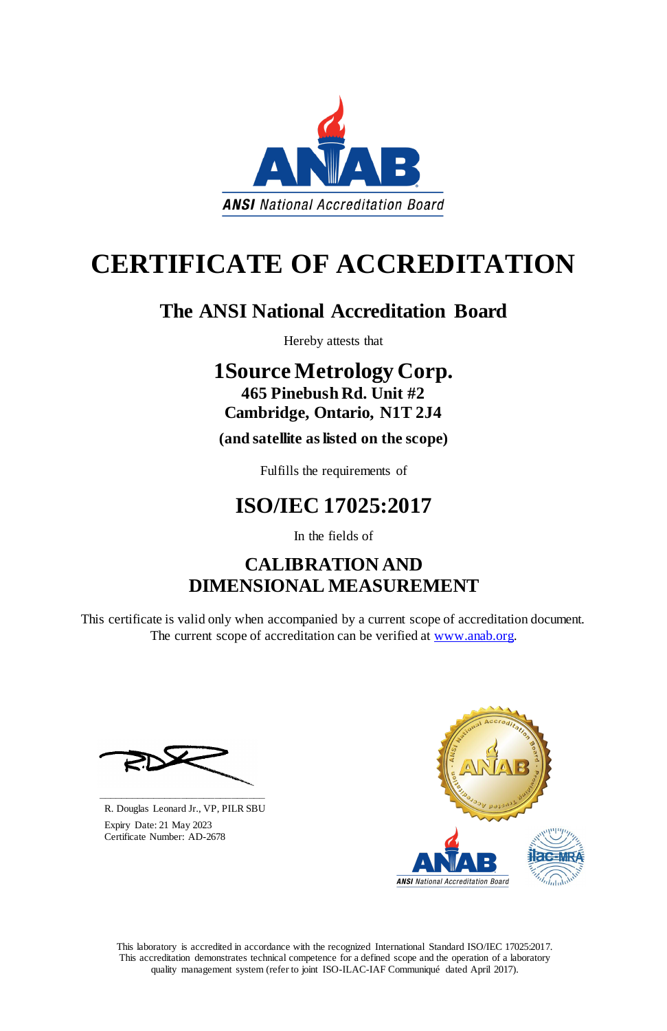ANSI National Accreditation Board

# CERTIFICATE OF ACCREDITATION

## The ANSI National Accreditation Board

Hereby attests that

**1Source Metrology Corp.**
**465 Pinebush Rd. Unit #2**
**Cambridge, Ontario, N1T 2J4**

**(and satellite as listed on the scope)**

Fulfills the requirements of

## ISO/IEC 17025:2017

In the fields of

### CALIBRATION AND DIMENSIONAL MEASUREMENT

This certificate is valid only when accompanied by a current scope of accreditation document. The current scope of accreditation can be verified at www.anab.org.

R. Douglas Leonard Jr., VP, PILR SBU
Expiry Date: 21 May 2023
Certificate Number: AD-2678

This laboratory is accredited in accordance with the recognized International Standard ISO/IEC 17025:2017. This accreditation demonstrates technical competence for a defined scope and the operation of a laboratory quality management system (refer to joint ISO-ILAC-IAF Communiqué dated April 2017).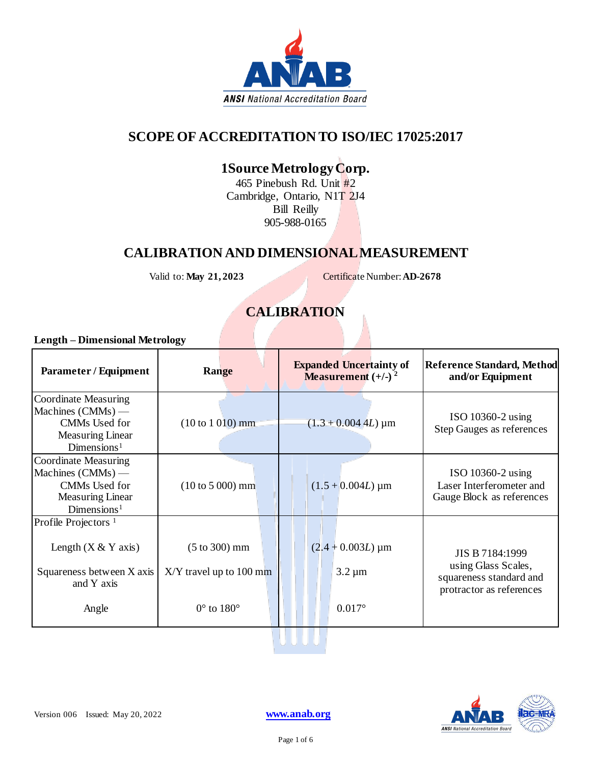# SCOPE OF ACCREDITATION TO ISO/IEC 17025:2017

## 1Source Metrology Corp.

465 Pinebush Rd. Unit #2
Cambridge, Ontario, N1T 2J4
Bill Reilly
905-988-0165

## CALIBRATION AND DIMENSIONAL MEASUREMENT

Valid to: **May 21, 2023** Certificate Number: **AD-2678**

## CALIBRATION

### Length – Dimensional Metrology

| Parameter / Equipment | Range | Expanded Uncertainty of Measurement (+/-) [2] | Reference Standard, Method and/or Equipment |
|---|---|---|---|
| Coordinate Measuring Machines (CMMs) — CMMs Used for Measuring Linear Dimensions[1] | (10 to 1 010) mm | $(1.3 + 0.004\,4L)$ µm | ISO 10360-2 using Step Gauges as references |
| Coordinate Measuring Machines (CMMs) — CMMs Used for Measuring Linear Dimensions[1] | (10 to 5 000) mm | $(1.5 + 0.004L)$ µm | ISO 10360-2 using Laser Interferometer and Gauge Block as references |
| Profile Projectors [1] | | | JIS B 7184:1999 using Glass Scales, squareness standard and protractor as references |
| Length (X & Y axis) | (5 to 300) mm | $(2.4 + 0.003L)$ µm | |
| Squareness between X axis and Y axis | X/Y travel up to 100 mm | 3.2 µm | |
| Angle | 0° to 180° | 0.017° | |

Version 006 Issued: May 20, 2022

www.anab.org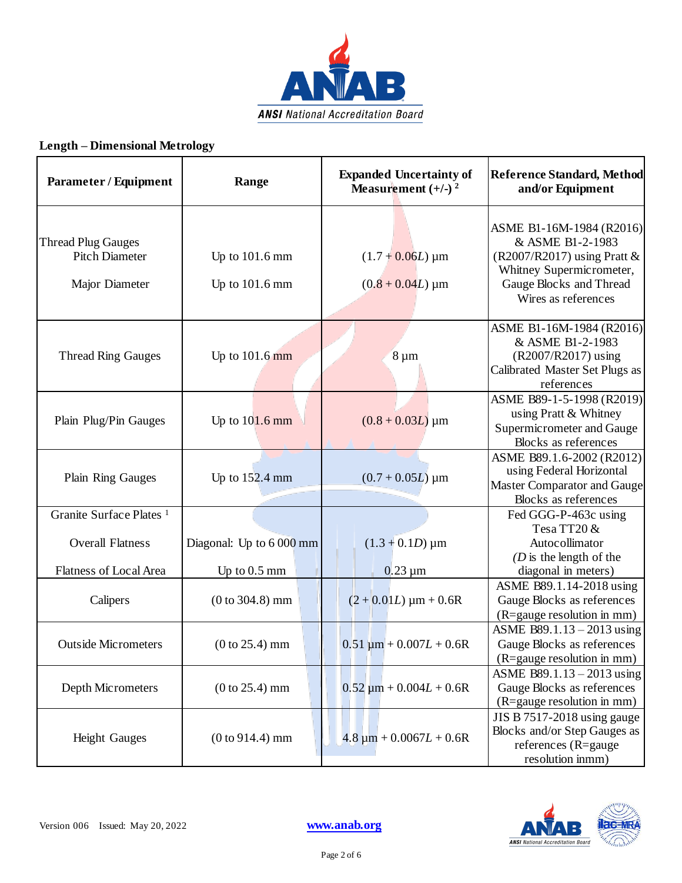## Length – Dimensional Metrology

| Parameter / Equipment | Range | Expanded Uncertainty of Measurement (+/-) [2] | Reference Standard, Method and/or Equipment |
|---|---|---|---|
| Thread Plug Gauges<br>Pitch Diameter<br><br>Major Diameter | <br>Up to 101.6 mm<br><br>Up to 101.6 mm | <br>$(1.7 + 0.06L)$ µm<br><br>$(0.8 + 0.04L)$ µm | ASME B1-16M-1984 (R2016) & ASME B1-2-1983 (R2007/R2017) using Pratt & Whitney Supermicrometer, Gauge Blocks and Thread Wires as references |
| Thread Ring Gauges | Up to 101.6 mm | 8 µm | ASME B1-16M-1984 (R2016) & ASME B1-2-1983 (R2007/R2017) using Calibrated Master Set Plugs as references |
| Plain Plug/Pin Gauges | Up to 101.6 mm | $(0.8 + 0.03L)$ µm | ASME B89-1-5-1998 (R2019) using Pratt & Whitney Supermicrometer and Gauge Blocks as references |
| Plain Ring Gauges | Up to 152.4 mm | $(0.7 + 0.05L)$ µm | ASME B89.1.6-2002 (R2012) using Federal Horizontal Master Comparator and Gauge Blocks as references |
| Granite Surface Plates [1]<br><br>Overall Flatness<br><br>Flatness of Local Area | <br><br>Diagonal: Up to 6 000 mm<br><br>Up to 0.5 mm | <br><br>$(1.3 + 0.1D)$ µm<br><br>0.23 µm | Fed GGG-P-463c using Tesa TT20 & Autocollimator<br>($D$ is the length of the diagonal in meters) |
| Calipers | (0 to 304.8) mm | $(2 + 0.01L)$ µm + 0.6R | ASME B89.1.14-2018 using Gauge Blocks as references (R=gauge resolution in mm) |
| Outside Micrometers | (0 to 25.4) mm | 0.51 µm + $0.007L$ + 0.6R | ASME B89.1.13 – 2013 using Gauge Blocks as references (R=gauge resolution in mm) |
| Depth Micrometers | (0 to 25.4) mm | 0.52 µm + $0.004L$ + 0.6R | ASME B89.1.13 – 2013 using Gauge Blocks as references (R=gauge resolution in mm) |
| Height Gauges | (0 to 914.4) mm | 4.8 µm + $0.0067L$ + 0.6R | JIS B 7517-2018 using gauge Blocks and/or Step Gauges as references (R=gauge resolution inmm) |

Version 006 Issued: May 20, 2022 www.anab.org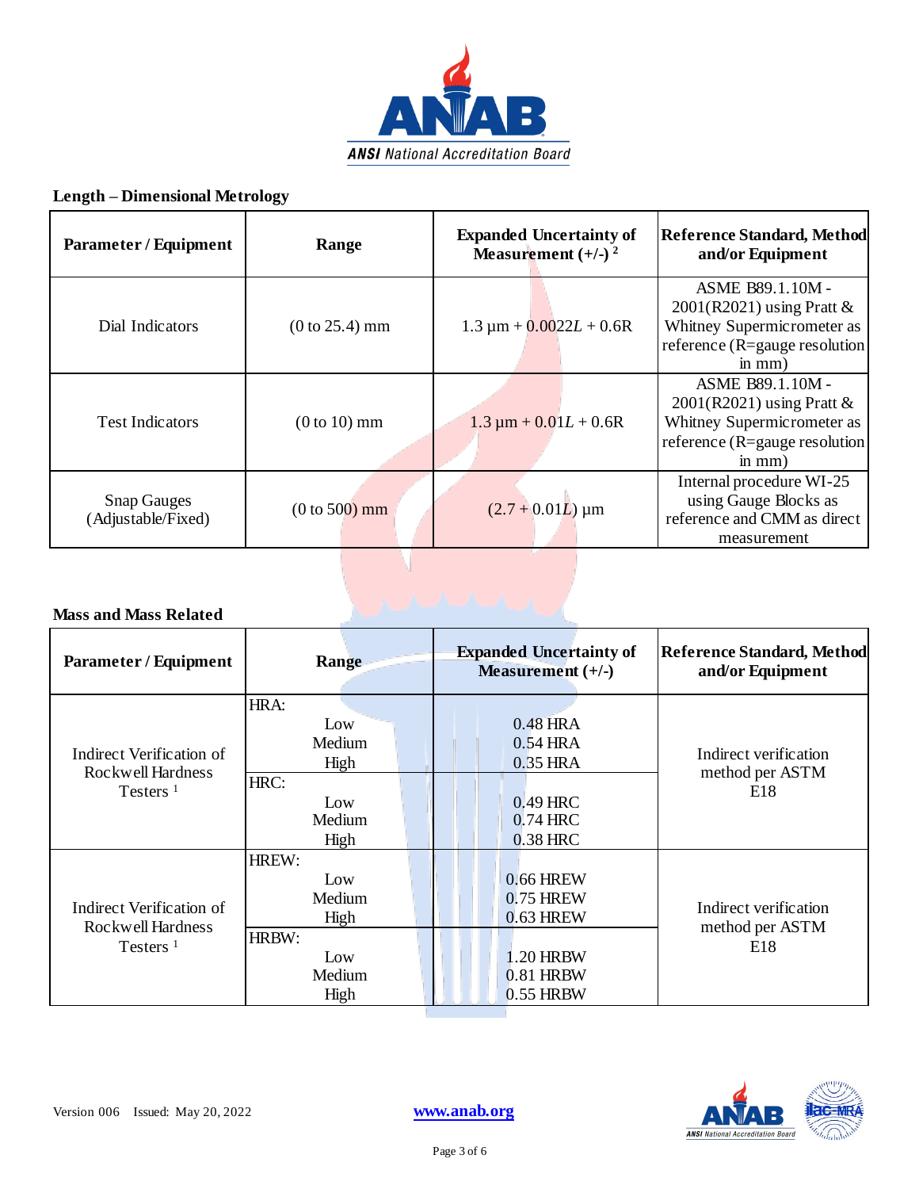## Length – Dimensional Metrology

| Parameter / Equipment | Range | Expanded Uncertainty of Measurement (+/-) [2] | Reference Standard, Method and/or Equipment |
|---|---|---|---|
| Dial Indicators | (0 to 25.4) mm | 1.3 µm + 0.0022$L$ + 0.6R | ASME B89.1.10M - 2001(R2021) using Pratt & Whitney Supermicrometer as reference (R=gauge resolution in mm) |
| Test Indicators | (0 to 10) mm | 1.3 µm + 0.01$L$ + 0.6R | ASME B89.1.10M - 2001(R2021) using Pratt & Whitney Supermicrometer as reference (R=gauge resolution in mm) |
| Snap Gauges (Adjustable/Fixed) | (0 to 500) mm | (2.7 + 0.01$L$) µm | Internal procedure WI-25 using Gauge Blocks as reference and CMM as direct measurement |

## Mass and Mass Related

| Parameter / Equipment | Range | Expanded Uncertainty of Measurement (+/-) | Reference Standard, Method and/or Equipment |
|---|---|---|---|
| Indirect Verification of Rockwell Hardness Testers [1] | HRA: Low<br>Medium<br>High | 0.48 HRA<br>0.54 HRA<br>0.35 HRA | Indirect verification method per ASTM E18 |
| | HRC: Low<br>Medium<br>High | 0.49 HRC<br>0.74 HRC<br>0.38 HRC | |
| Indirect Verification of Rockwell Hardness Testers [1] | HREW: Low<br>Medium<br>High | 0.66 HREW<br>0.75 HREW<br>0.63 HREW | Indirect verification method per ASTM E18 |
| | HRBW: Low<br>Medium<br>High | 1.20 HRBW<br>0.81 HRBW<br>0.55 HRBW | |

Version 006 Issued: May 20, 2022 www.anab.org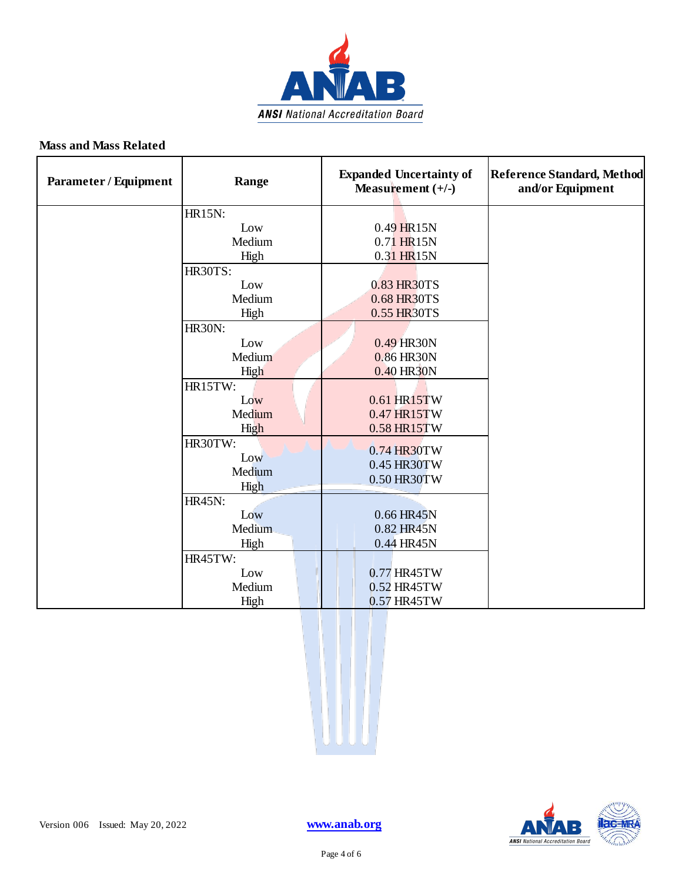## Mass and Mass Related

| Parameter / Equipment | Range | Expanded Uncertainty of Measurement (+/-) | Reference Standard, Method and/or Equipment |
|---|---|---|---|
| | HR15N:<br>Low<br>Medium<br>High | <br>0.49 HR15N<br>0.71 HR15N<br>0.31 HR15N | |
| | HR30TS:<br>Low<br>Medium<br>High | <br>0.83 HR30TS<br>0.68 HR30TS<br>0.55 HR30TS | |
| | HR30N:<br>Low<br>Medium<br>High | <br>0.49 HR30N<br>0.86 HR30N<br>0.40 HR30N | |
| | HR15TW:<br>Low<br>Medium<br>High | <br>0.61 HR15TW<br>0.47 HR15TW<br>0.58 HR15TW | |
| | HR30TW:<br>Low<br>Medium<br>High | <br>0.74 HR30TW<br>0.45 HR30TW<br>0.50 HR30TW | |
| | HR45N:<br>Low<br>Medium<br>High | <br>0.66 HR45N<br>0.82 HR45N<br>0.44 HR45N | |
| | HR45TW:<br>Low<br>Medium<br>High | <br>0.77 HR45TW<br>0.52 HR45TW<br>0.57 HR45TW | |

Version 006 Issued: May 20, 2022

www.anab.org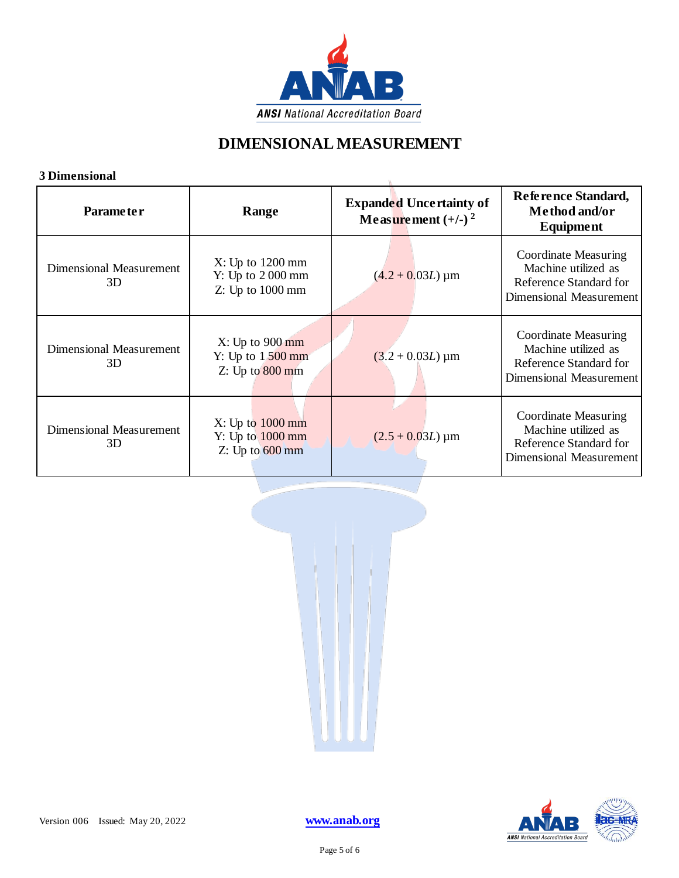# DIMENSIONAL MEASUREMENT

**3 Dimensional**

| Parameter | Range | Expanded Uncertainty of Measurement (+/-) [2] | Reference Standard, Method and/or Equipment |
|---|---|---|---|
| Dimensional Measurement 3D | X: Up to 1200 mm<br>Y: Up to 2 000 mm<br>Z: Up to 1000 mm | $(4.2 + 0.03L)$ µm | Coordinate Measuring Machine utilized as Reference Standard for Dimensional Measurement |
| Dimensional Measurement 3D | X: Up to 900 mm<br>Y: Up to 1 500 mm<br>Z: Up to 800 mm | $(3.2 + 0.03L)$ µm | Coordinate Measuring Machine utilized as Reference Standard for Dimensional Measurement |
| Dimensional Measurement 3D | X: Up to 1000 mm<br>Y: Up to 1000 mm<br>Z: Up to 600 mm | $(2.5 + 0.03L)$ µm | Coordinate Measuring Machine utilized as Reference Standard for Dimensional Measurement |

Version 006 Issued: May 20, 2022

www.anab.org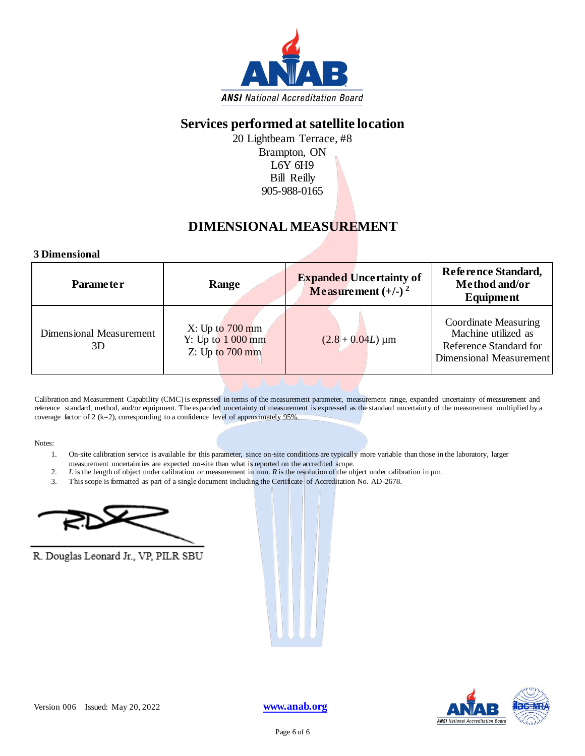## Services performed at satellite location

20 Lightbeam Terrace, #8
Brampton, ON
L6Y 6H9
Bill Reilly
905-988-0165

# DIMENSIONAL MEASUREMENT

### 3 Dimensional

| Parameter | Range | Expanded Uncertainty of Measurement (+/-) [2] | Reference Standard, Method and/or Equipment |
|---|---|---|---|
| Dimensional Measurement 3D | X: Up to 700 mm<br>Y: Up to 1 000 mm<br>Z: Up to 700 mm | $(2.8 + 0.04L)$ µm | Coordinate Measuring Machine utilized as Reference Standard for Dimensional Measurement |

Calibration and Measurement Capability (CMC) is expressed in terms of the measurement parameter, measurement range, expanded uncertainty of measurement and reference standard, method, and/or equipment. The expanded uncertainty of measurement is expressed as the standard uncertainty of the measurement multiplied by a coverage factor of 2 (k=2), corresponding to a confidence level of approximately 95%.

Notes:

1. On-site calibration service is available for this parameter, since on-site conditions are typically more variable than those in the laboratory, larger measurement uncertainties are expected on-site than what is reported on the accredited scope.
2. *L* is the length of object under calibration or measurement in mm. *R* is the resolution of the object under calibration in µm.
3. This scope is formatted as part of a single document including the Certificate of Accreditation No. AD-2678.

R. Douglas Leonard Jr., VP, PILR SBU

Version 006 Issued: May 20, 2022

www.anab.org